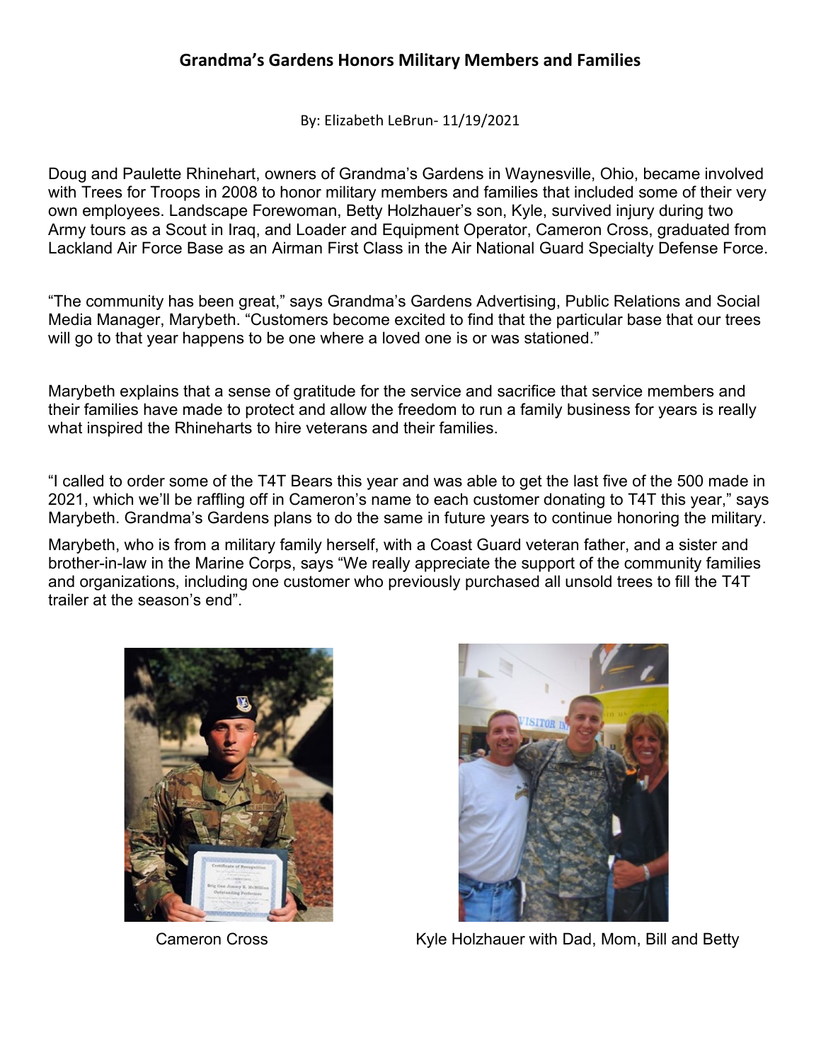# Grandma's Gardens Honors Military Members and Families

By: Elizabeth LeBrun- 11/19/2021

Doug and Paulette Rhinehart, owners of Grandma's Gardens in Waynesville, Ohio, became involved with Trees for Troops in 2008 to honor military members and families that included some of their very own employees. Landscape Forewoman, Betty Holzhauer's son, Kyle, survived injury during two Army tours as a Scout in Iraq, and Loader and Equipment Operator, Cameron Cross, graduated from Lackland Air Force Base as an Airman First Class in the Air National Guard Specialty Defense Force.

"The community has been great," says Grandma's Gardens Advertising, Public Relations and Social Media Manager, Marybeth. "Customers become excited to find that the particular base that our trees will go to that year happens to be one where a loved one is or was stationed."

Marybeth explains that a sense of gratitude for the service and sacrifice that service members and their families have made to protect and allow the freedom to run a family business for years is really what inspired the Rhineharts to hire veterans and their families.

"I called to order some of the T4T Bears this year and was able to get the last five of the 500 made in 2021, which we'll be raffling off in Cameron's name to each customer donating to T4T this year," says Marybeth. Grandma's Gardens plans to do the same in future years to continue honoring the military.

Marybeth, who is from a military family herself, with a Coast Guard veteran father, and a sister and brother-in-law in the Marine Corps, says "We really appreciate the support of the community families and organizations, including one customer who previously purchased all unsold trees to fill the T4T trailer at the season's end".

Cameron Cross

Kyle Holzhauer with Dad, Mom, Bill and Betty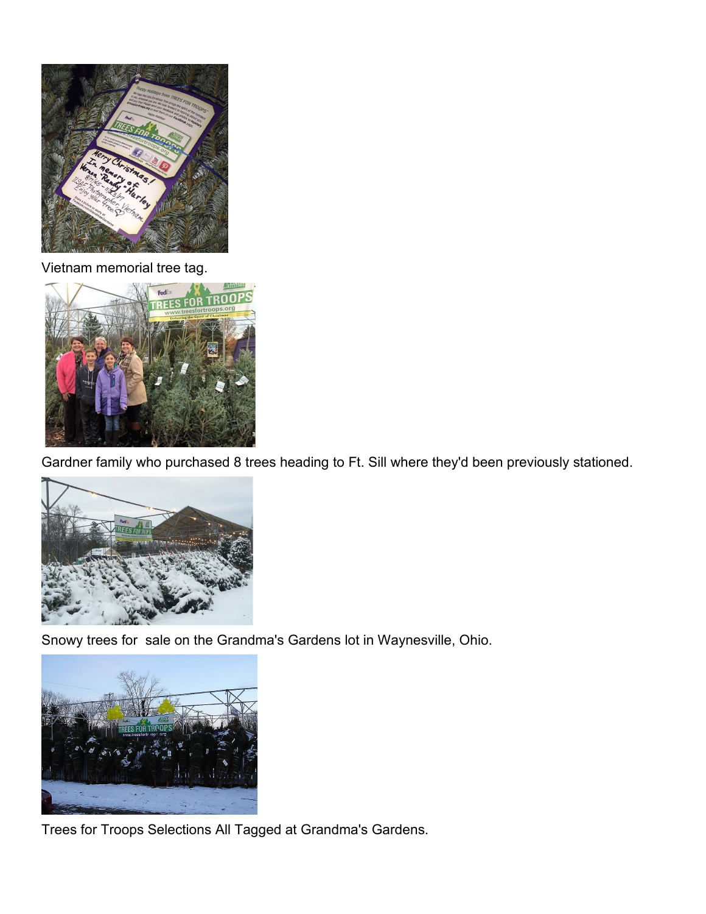Vietnam memorial tree tag.

Gardner family who purchased 8 trees heading to Ft. Sill where they'd been previously stationed.

Snowy trees for  sale on the Grandma's Gardens lot in Waynesville, Ohio.

Trees for Troops Selections All Tagged at Grandma's Gardens.